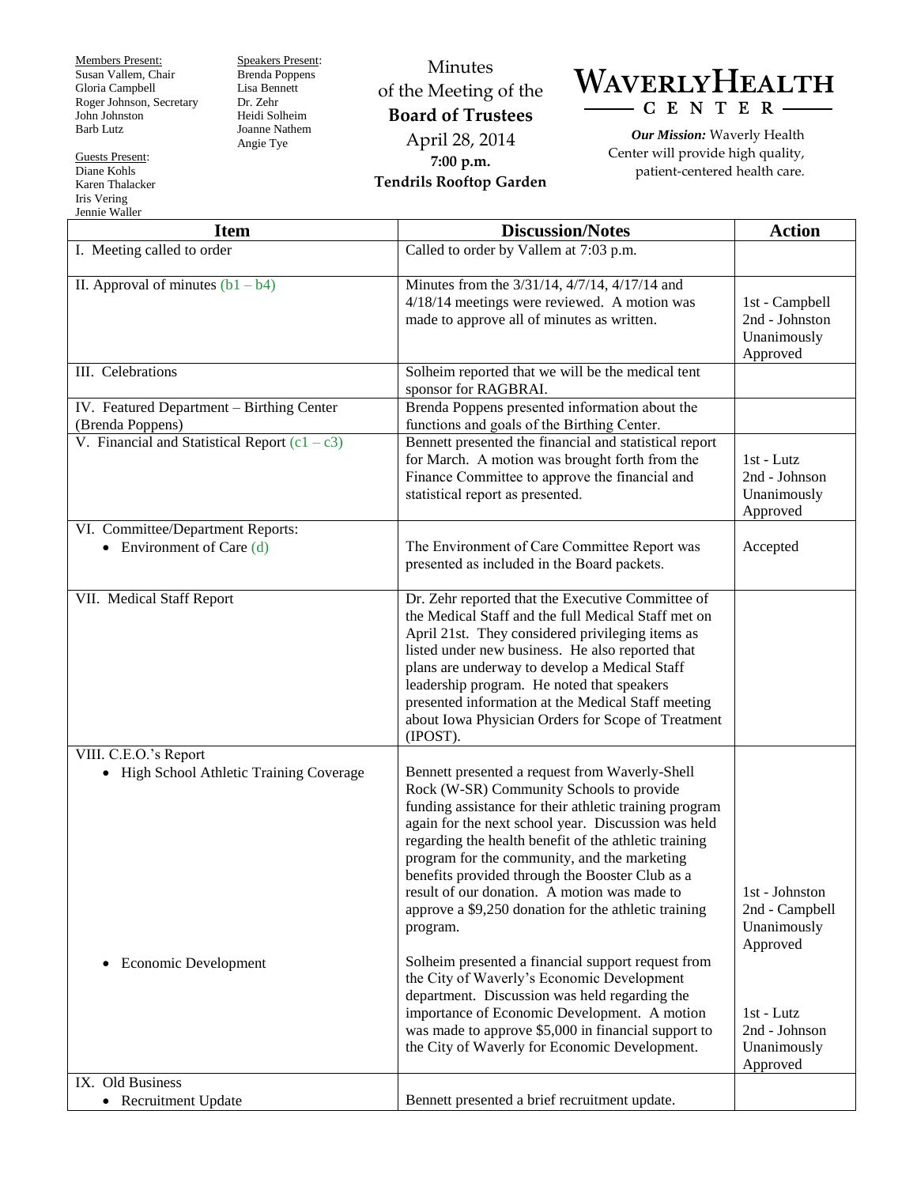Members Present:
Susan Vallem, Chair
Gloria Campbell
Roger Johnson, Secretary
John Johnston
Barb Lutz

Guests Present:
Diane Kohls
Karen Thalacker
Iris Vering
Jennie Waller

Speakers Present:
Brenda Poppens
Lisa Bennett
Dr. Zehr
Heidi Solheim
Joanne Nathem
Angie Tye

# Minutes of the Meeting of the Board of Trustees

**April 28, 2014**
**7:00 p.m.**
**Tendrils Rooftop Garden**

**WAVERLY HEALTH CENTER**

***Our Mission:*** Waverly Health Center will provide high quality, patient-centered health care.

| Item | Discussion/Notes | Action |
|---|---|---|
| I. Meeting called to order | Called to order by Vallem at 7:03 p.m. | |
| II. Approval of minutes (b1 – b4) | Minutes from the 3/31/14, 4/7/14, 4/17/14 and 4/18/14 meetings were reviewed. A motion was made to approve all of minutes as written. | 1st - Campbell<br>2nd - Johnston<br>Unanimously Approved |
| III. Celebrations | Solheim reported that we will be the medical tent sponsor for RAGBRAI. | |
| IV. Featured Department – Birthing Center (Brenda Poppens) | Brenda Poppens presented information about the functions and goals of the Birthing Center. | |
| V. Financial and Statistical Report (c1 – c3) | Bennett presented the financial and statistical report for March. A motion was brought forth from the Finance Committee to approve the financial and statistical report as presented. | 1st - Lutz<br>2nd - Johnson<br>Unanimously Approved |
| VI. Committee/Department Reports:<br>• Environment of Care (d) | The Environment of Care Committee Report was presented as included in the Board packets. | Accepted |
| VII. Medical Staff Report | Dr. Zehr reported that the Executive Committee of the Medical Staff and the full Medical Staff met on April 21st. They considered privileging items as listed under new business. He also reported that plans are underway to develop a Medical Staff leadership program. He noted that speakers presented information at the Medical Staff meeting about Iowa Physician Orders for Scope of Treatment (IPOST). | |
| VIII. C.E.O.'s Report<br>• High School Athletic Training Coverage | Bennett presented a request from Waverly-Shell Rock (W-SR) Community Schools to provide funding assistance for their athletic training program again for the next school year. Discussion was held regarding the health benefit of the athletic training program for the community, and the marketing benefits provided through the Booster Club as a result of our donation. A motion was made to approve a $9,250 donation for the athletic training program. | 1st - Johnston<br>2nd - Campbell<br>Unanimously Approved |
| • Economic Development | Solheim presented a financial support request from the City of Waverly's Economic Development department. Discussion was held regarding the importance of Economic Development. A motion was made to approve $5,000 in financial support to the City of Waverly for Economic Development. | 1st - Lutz<br>2nd - Johnson<br>Unanimously Approved |
| IX. Old Business<br>• Recruitment Update | Bennett presented a brief recruitment update. | |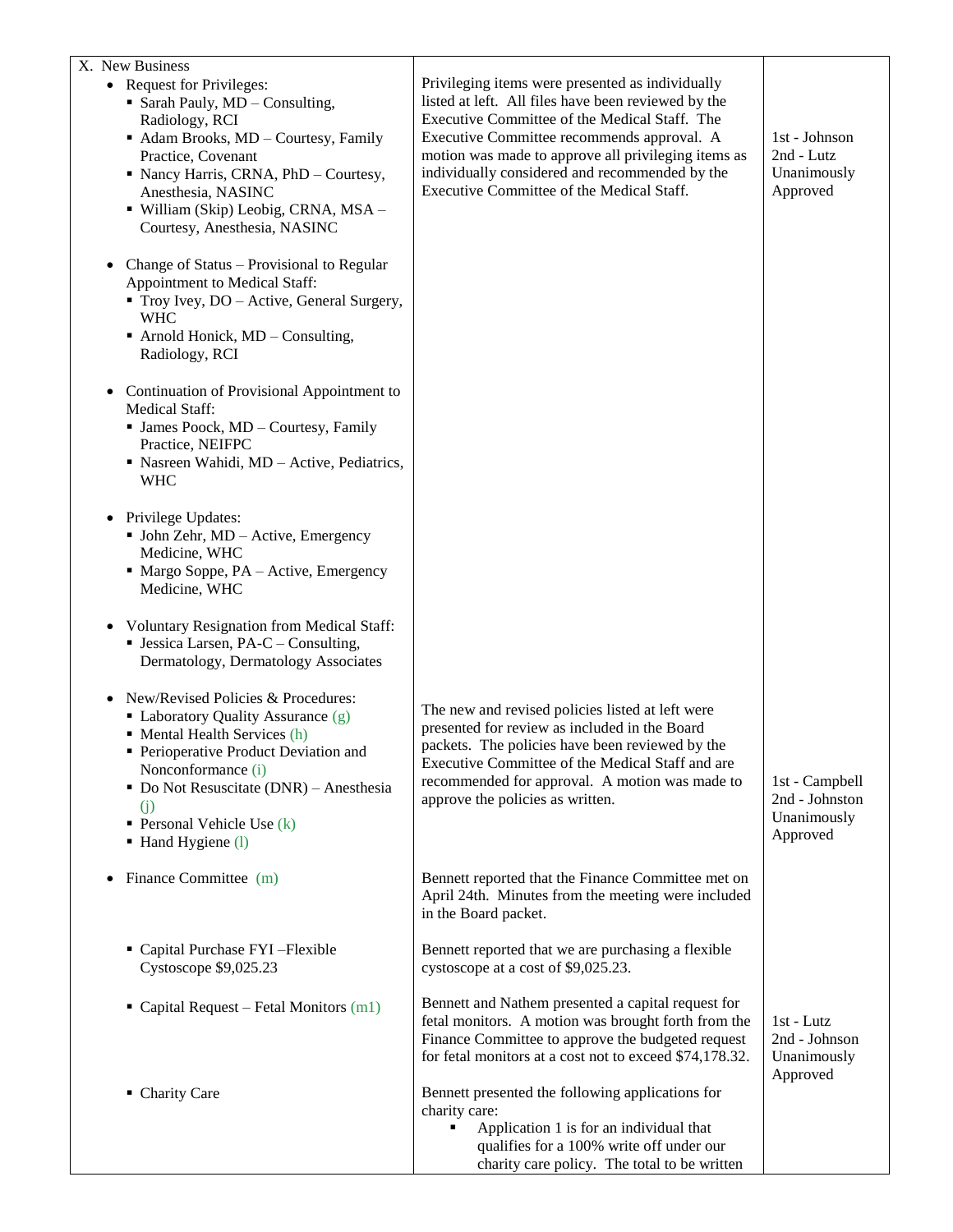| X. New Business | | |
|---|---|---|
| • Request for Privileges:<br>▪ Sarah Pauly, MD – Consulting, Radiology, RCI<br>▪ Adam Brooks, MD – Courtesy, Family Practice, Covenant<br>▪ Nancy Harris, CRNA, PhD – Courtesy, Anesthesia, NASINC<br>▪ William (Skip) Leobig, CRNA, MSA – Courtesy, Anesthesia, NASINC<br><br>• Change of Status – Provisional to Regular Appointment to Medical Staff:<br>▪ Troy Ivey, DO – Active, General Surgery, WHC<br>▪ Arnold Honick, MD – Consulting, Radiology, RCI<br><br>• Continuation of Provisional Appointment to Medical Staff:<br>▪ James Poock, MD – Courtesy, Family Practice, NEIFPC<br>▪ Nasreen Wahidi, MD – Active, Pediatrics, WHC<br><br>• Privilege Updates:<br>▪ John Zehr, MD – Active, Emergency Medicine, WHC<br>▪ Margo Soppe, PA – Active, Emergency Medicine, WHC<br><br>• Voluntary Resignation from Medical Staff:<br>▪ Jessica Larsen, PA-C – Consulting, Dermatology, Dermatology Associates | Privileging items were presented as individually listed at left. All files have been reviewed by the Executive Committee of the Medical Staff. The Executive Committee recommends approval. A motion was made to approve all privileging items as individually considered and recommended by the Executive Committee of the Medical Staff. | 1st - Johnson<br>2nd - Lutz<br>Unanimously Approved |
| • New/Revised Policies & Procedures:<br>▪ Laboratory Quality Assurance (g)<br>▪ Mental Health Services (h)<br>▪ Perioperative Product Deviation and Nonconformance (i)<br>▪ Do Not Resuscitate (DNR) – Anesthesia (j)<br>▪ Personal Vehicle Use (k)<br>▪ Hand Hygiene (l) | The new and revised policies listed at left were presented for review as included in the Board packets. The policies have been reviewed by the Executive Committee of the Medical Staff and are recommended for approval. A motion was made to approve the policies as written. | 1st - Campbell<br>2nd - Johnston<br>Unanimously Approved |
| • Finance Committee (m) | Bennett reported that the Finance Committee met on April 24th. Minutes from the meeting were included in the Board packet. | |
| ▪ Capital Purchase FYI –Flexible Cystoscope $9,025.23 | Bennett reported that we are purchasing a flexible cystoscope at a cost of $9,025.23. | |
| ▪ Capital Request – Fetal Monitors (m1) | Bennett and Nathem presented a capital request for fetal monitors. A motion was brought forth from the Finance Committee to approve the budgeted request for fetal monitors at a cost not to exceed $74,178.32. | 1st - Lutz<br>2nd - Johnson<br>Unanimously Approved |
| ▪ Charity Care | Bennett presented the following applications for charity care:<br>▪ Application 1 is for an individual that qualifies for a 100% write off under our charity care policy. The total to be written | |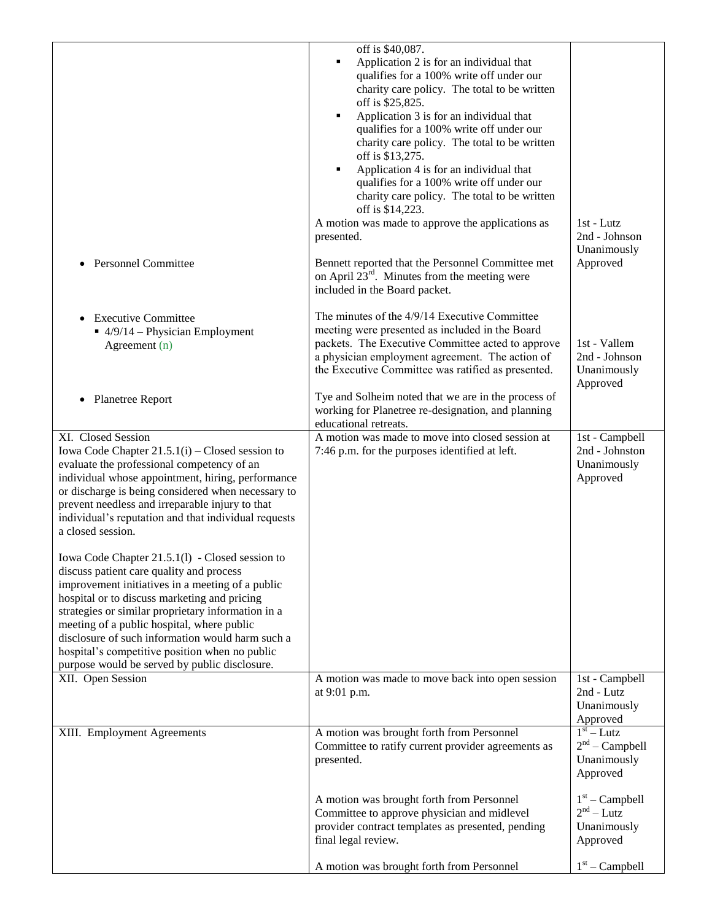| | | |
|---|---|---|
| | off is $40,087.<br>▪ Application 2 is for an individual that qualifies for a 100% write off under our charity care policy. The total to be written off is $25,825.<br>▪ Application 3 is for an individual that qualifies for a 100% write off under our charity care policy. The total to be written off is $13,275.<br>▪ Application 4 is for an individual that qualifies for a 100% write off under our charity care policy. The total to be written off is $14,223.<br>A motion was made to approve the applications as presented. | 1st - Lutz<br>2nd - Johnson<br>Unanimously Approved |
| • Personnel Committee | Bennett reported that the Personnel Committee met on April 23rd. Minutes from the meeting were included in the Board packet. | |
| • Executive Committee<br>▪ 4/9/14 – Physician Employment Agreement (n) | The minutes of the 4/9/14 Executive Committee meeting were presented as included in the Board packets. The Executive Committee acted to approve a physician employment agreement. The action of the Executive Committee was ratified as presented. | 1st - Vallem<br>2nd - Johnson<br>Unanimously Approved |
| • Planetree Report | Tye and Solheim noted that we are in the process of working for Planetree re-designation, and planning educational retreats. | |
| XI. Closed Session<br>Iowa Code Chapter 21.5.1(i) – Closed session to evaluate the professional competency of an individual whose appointment, hiring, performance or discharge is being considered when necessary to prevent needless and irreparable injury to that individual's reputation and that individual requests a closed session.<br><br>Iowa Code Chapter 21.5.1(l) - Closed session to discuss patient care quality and process improvement initiatives in a meeting of a public hospital or to discuss marketing and pricing strategies or similar proprietary information in a meeting of a public hospital, where public disclosure of such information would harm such a hospital's competitive position when no public purpose would be served by public disclosure. | A motion was made to move into closed session at 7:46 p.m. for the purposes identified at left. | 1st - Campbell<br>2nd - Johnston<br>Unanimously Approved |
| XII. Open Session | A motion was made to move back into open session at 9:01 p.m. | 1st - Campbell<br>2nd - Lutz<br>Unanimously Approved |
| XIII. Employment Agreements | A motion was brought forth from Personnel Committee to ratify current provider agreements as presented.<br><br>A motion was brought forth from Personnel Committee to approve physician and midlevel provider contract templates as presented, pending final legal review.<br><br>A motion was brought forth from Personnel | 1st – Lutz<br>2nd – Campbell<br>Unanimously Approved<br><br>1st – Campbell<br>2nd – Lutz<br>Unanimously Approved<br><br>1st – Campbell |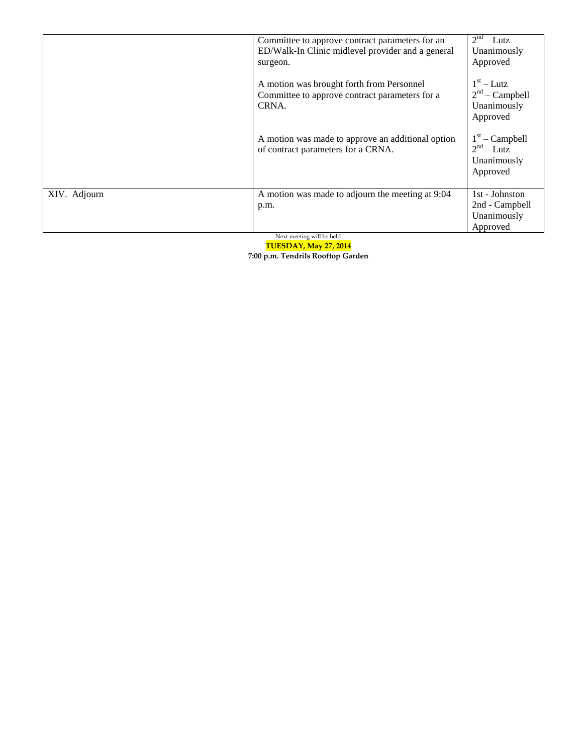| | | |
|---|---|---|
| | Committee to approve contract parameters for an ED/Walk-In Clinic midlevel provider and a general surgeon. | 2nd – Lutz<br>Unanimously Approved |
| | A motion was brought forth from Personnel Committee to approve contract parameters for a CRNA. | 1st – Lutz<br>2nd – Campbell<br>Unanimously Approved |
| | A motion was made to approve an additional option of contract parameters for a CRNA. | 1st – Campbell<br>2nd – Lutz<br>Unanimously Approved |
| XIV. Adjourn | A motion was made to adjourn the meeting at 9:04 p.m. | 1st - Johnston<br>2nd - Campbell<br>Unanimously Approved |

Next meeting will be held

**TUESDAY, May 27, 2014**

**7:00 p.m. Tendrils Rooftop Garden**